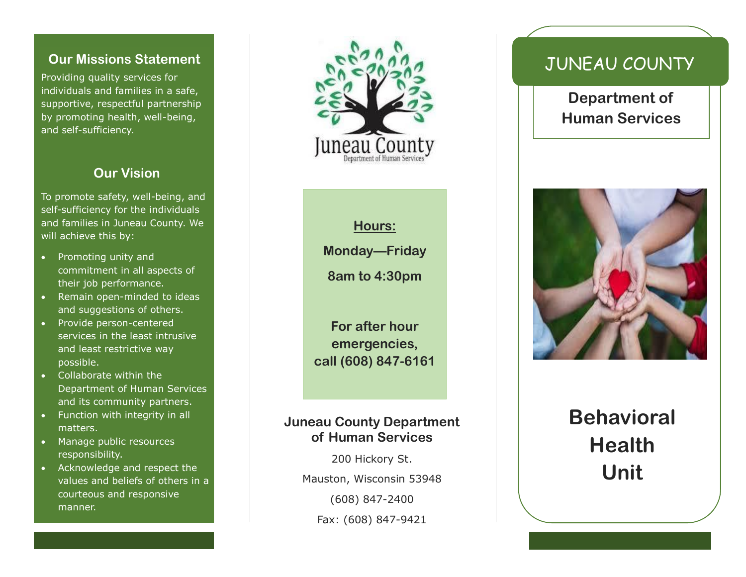## Our Missions Statement

Providing quality services for individuals and families in a safe, supportive, respectful partnership by promoting health, well-being, and self-sufficiency.

## Our Vision

To promote safety, well-being, and self-sufficiency for the individuals and families in Juneau County. We will achieve this by:

- Promoting unity and commitment in all aspects of their job performance.
- Remain open-minded to ideas and suggestions of others.
- Provide person-centered services in the least intrusive and least restrictive way possible.
- Collaborate within the Department of Human Services and its community partners.
- Function with integrity in all matters.
- Manage public resources responsibility.
- Acknowledge and respect the values and beliefs of others in a courteous and responsive manner.

Juneau County
Department of Human Services

**Hours:**

**Monday—Friday**

**8am to 4:30pm**

**For after hour emergencies, call (608) 847-6161**

**Juneau County Department of Human Services**

200 Hickory St.

Mauston, Wisconsin 53948

(608) 847-2400

Fax: (608) 847-9421

# JUNEAU COUNTY

## Department of Human Services

# Behavioral Health Unit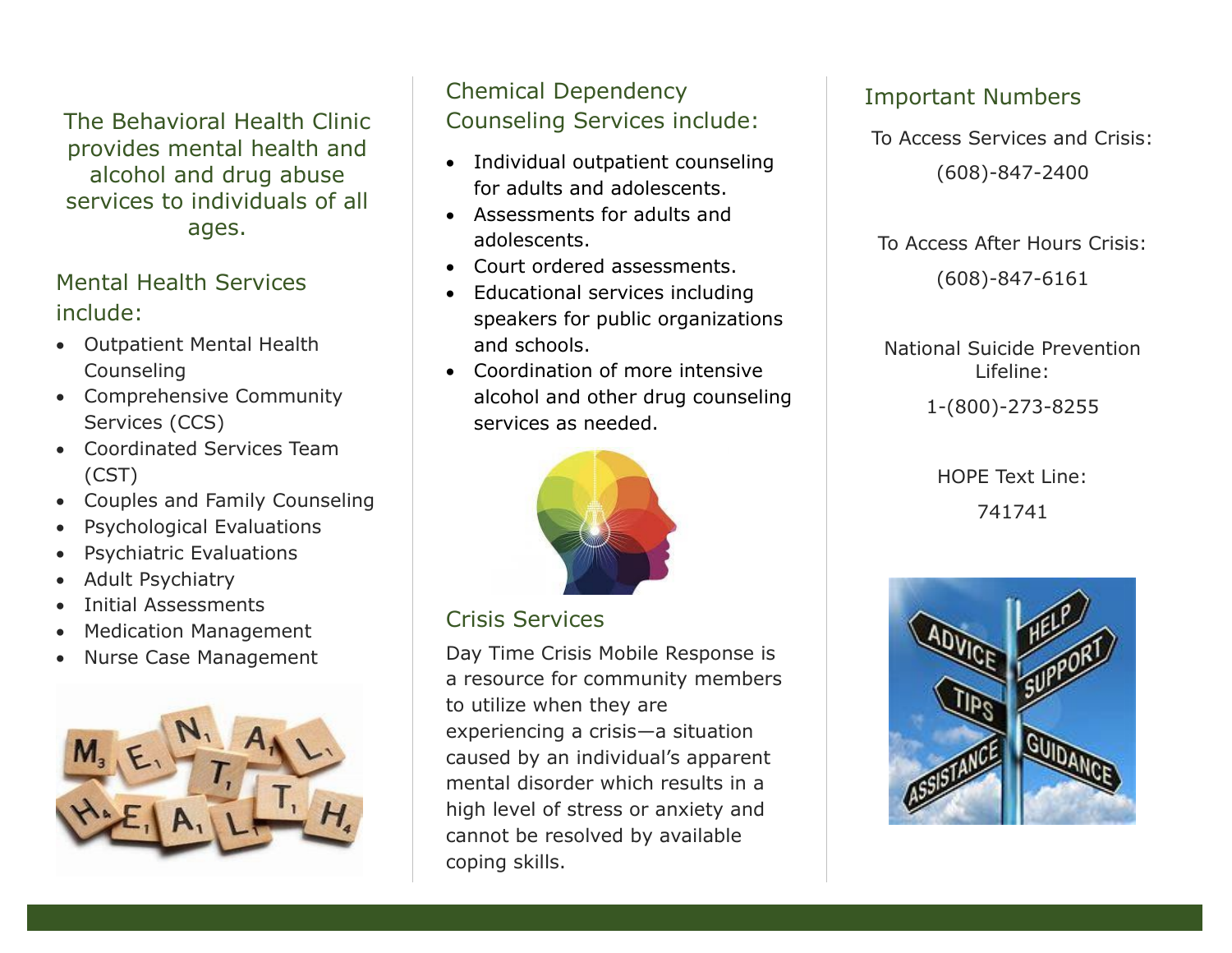The Behavioral Health Clinic provides mental health and alcohol and drug abuse services to individuals of all ages.

## Mental Health Services include:

- Outpatient Mental Health Counseling
- Comprehensive Community Services (CCS)
- Coordinated Services Team (CST)
- Couples and Family Counseling
- Psychological Evaluations
- Psychiatric Evaluations
- Adult Psychiatry
- Initial Assessments
- Medication Management
- Nurse Case Management

## Chemical Dependency Counseling Services include:

- Individual outpatient counseling for adults and adolescents.
- Assessments for adults and adolescents.
- Court ordered assessments.
- Educational services including speakers for public organizations and schools.
- Coordination of more intensive alcohol and other drug counseling services as needed.

## Crisis Services

Day Time Crisis Mobile Response is a resource for community members to utilize when they are experiencing a crisis—a situation caused by an individual's apparent mental disorder which results in a high level of stress or anxiety and cannot be resolved by available coping skills.

## Important Numbers

To Access Services and Crisis:

(608)-847-2400

To Access After Hours Crisis:

(608)-847-6161

National Suicide Prevention Lifeline:

1-(800)-273-8255

HOPE Text Line:

741741